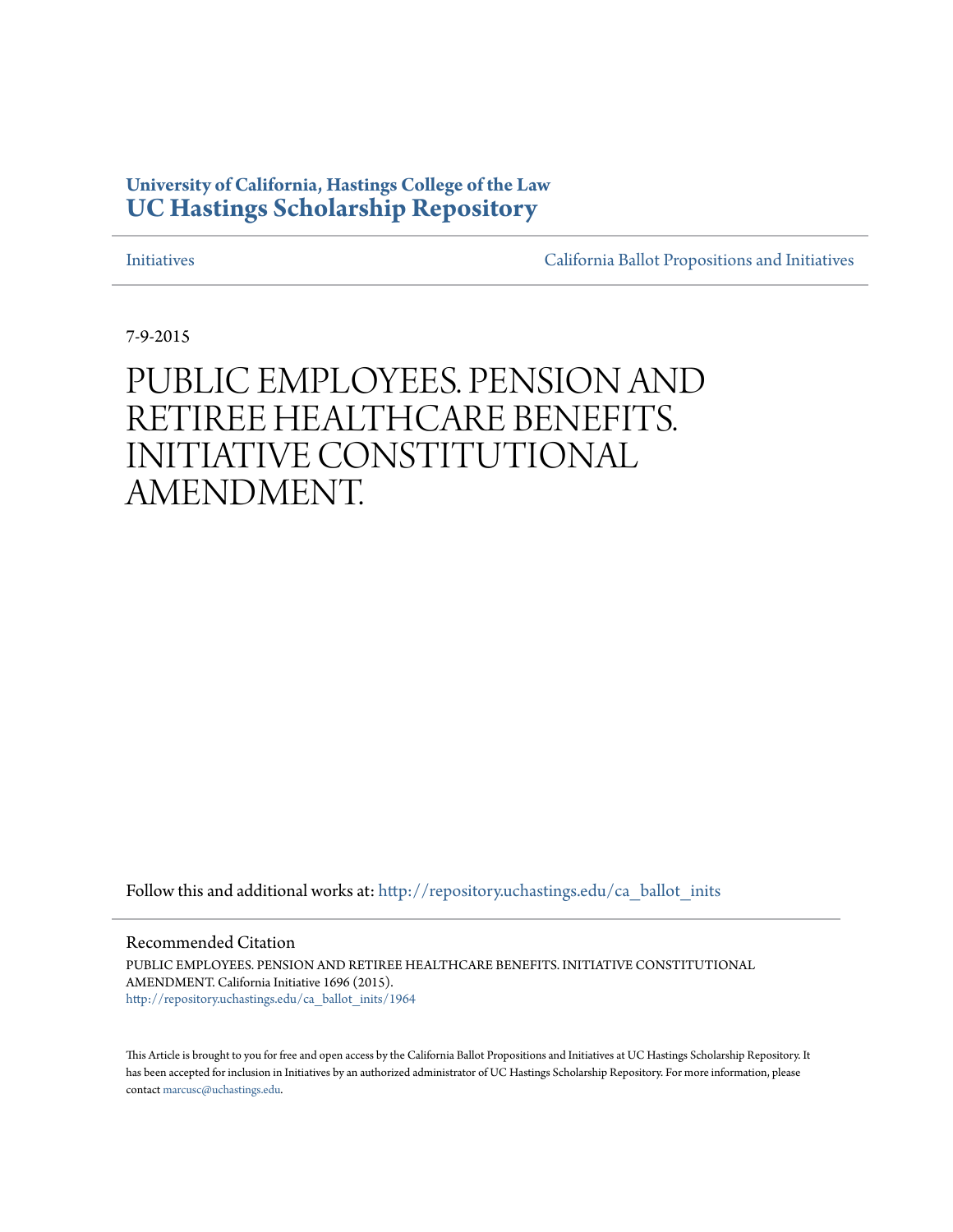**University of California, Hastings College of the Law**
**UC Hastings Scholarship Repository**

Initiatives | California Ballot Propositions and Initiatives

7-9-2015

# PUBLIC EMPLOYEES. PENSION AND RETIREE HEALTHCARE BENEFITS. INITIATIVE CONSTITUTIONAL AMENDMENT.

Follow this and additional works at: http://repository.uchastings.edu/ca_ballot_inits

Recommended Citation

PUBLIC EMPLOYEES. PENSION AND RETIREE HEALTHCARE BENEFITS. INITIATIVE CONSTITUTIONAL AMENDMENT. California Initiative 1696 (2015).
http://repository.uchastings.edu/ca_ballot_inits/1964

This Article is brought to you for free and open access by the California Ballot Propositions and Initiatives at UC Hastings Scholarship Repository. It has been accepted for inclusion in Initiatives by an authorized administrator of UC Hastings Scholarship Repository. For more information, please contact marcusc@uchastings.edu.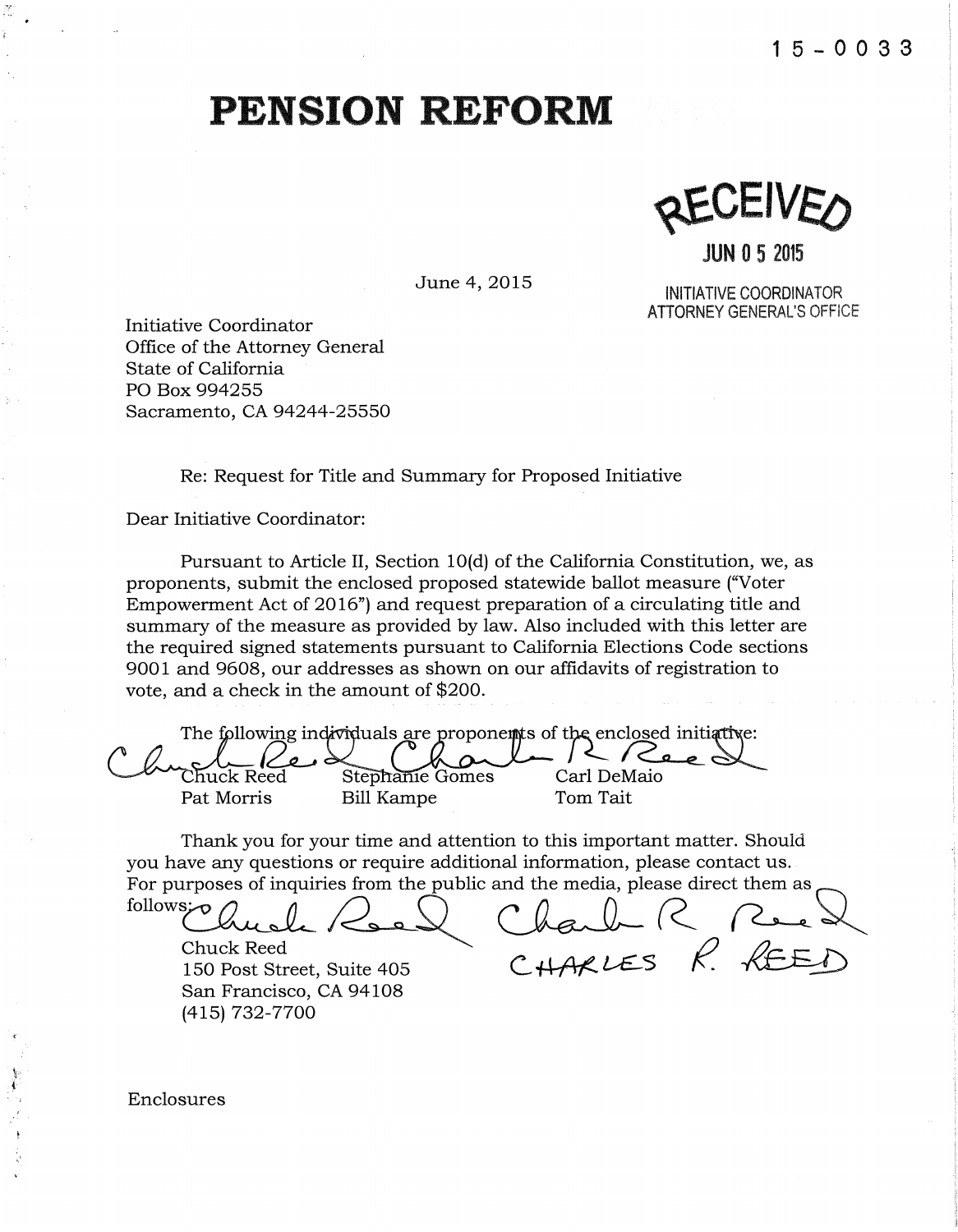15-0033

# PENSION REFORM

RECEIVED

JUN 05 2015

INITIATIVE COORDINATOR
ATTORNEY GENERAL'S OFFICE

June 4, 2015

Initiative Coordinator
Office of the Attorney General
State of California
PO Box 994255
Sacramento, CA 94244-25550

Re: Request for Title and Summary for Proposed Initiative

Dear Initiative Coordinator:

Pursuant to Article II, Section 10(d) of the California Constitution, we, as proponents, submit the enclosed proposed statewide ballot measure ("Voter Empowerment Act of 2016") and request preparation of a circulating title and summary of the measure as provided by law. Also included with this letter are the required signed statements pursuant to California Elections Code sections 9001 and 9608, our addresses as shown on our affidavits of registration to vote, and a check in the amount of $200.

The following individuals are proponents of the enclosed initiative:

| | | |
|---|---|---|
| Chuck Reed | Stephanie Gomes | Carl DeMaio |
| Pat Morris | Bill Kampe | Tom Tait |

Thank you for your time and attention to this important matter. Should you have any questions or require additional information, please contact us. For purposes of inquiries from the public and the media, please direct them as follows:

Chuck Reed
150 Post Street, Suite 405
San Francisco, CA 94108
(415) 732-7700

CHARLES R. REED

Enclosures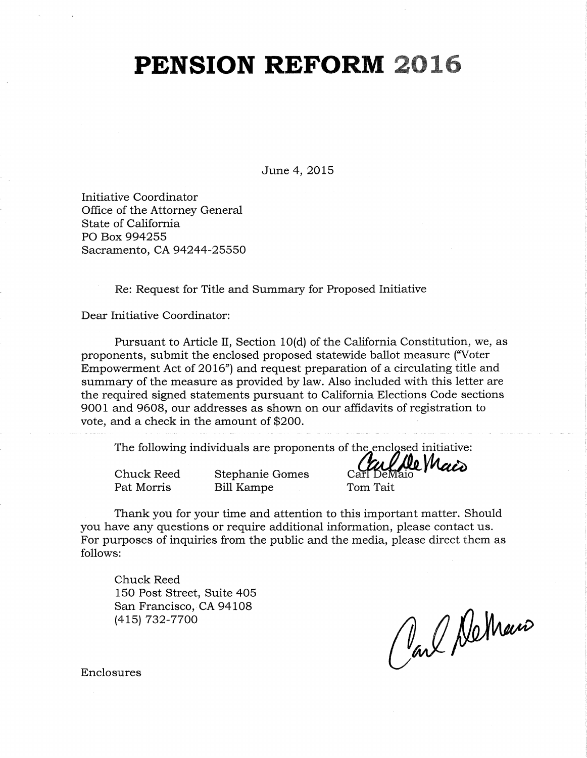# PENSION REFORM 2016

June 4, 2015

Initiative Coordinator
Office of the Attorney General
State of California
PO Box 994255
Sacramento, CA 94244-25550

Re: Request for Title and Summary for Proposed Initiative

Dear Initiative Coordinator:

Pursuant to Article II, Section 10(d) of the California Constitution, we, as proponents, submit the enclosed proposed statewide ballot measure ("Voter Empowerment Act of 2016") and request preparation of a circulating title and summary of the measure as provided by law. Also included with this letter are the required signed statements pursuant to California Elections Code sections 9001 and 9608, our addresses as shown on our affidavits of registration to vote, and a check in the amount of $200.

The following individuals are proponents of the enclosed initiative:

| | | |
|---|---|---|
| Chuck Reed | Stephanie Gomes | Carl DeMaio |
| Pat Morris | Bill Kampe | Tom Tait |

Thank you for your time and attention to this important matter. Should you have any questions or require additional information, please contact us. For purposes of inquiries from the public and the media, please direct them as follows:

Chuck Reed
150 Post Street, Suite 405
San Francisco, CA 94108
(415) 732-7700

Enclosures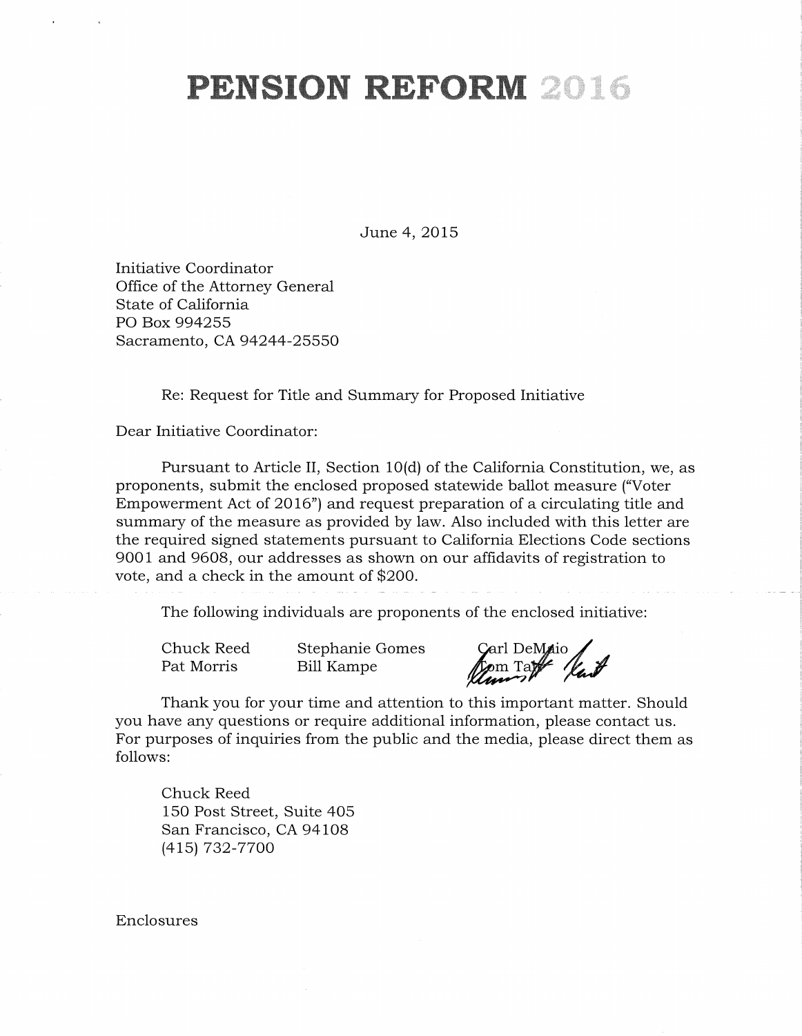# PENSION REFORM 2016

June 4, 2015

Initiative Coordinator
Office of the Attorney General
State of California
PO Box 994255
Sacramento, CA 94244-25550

Re: Request for Title and Summary for Proposed Initiative

Dear Initiative Coordinator:

Pursuant to Article II, Section 10(d) of the California Constitution, we, as proponents, submit the enclosed proposed statewide ballot measure ("Voter Empowerment Act of 2016") and request preparation of a circulating title and summary of the measure as provided by law. Also included with this letter are the required signed statements pursuant to California Elections Code sections 9001 and 9608, our addresses as shown on our affidavits of registration to vote, and a check in the amount of $200.

The following individuals are proponents of the enclosed initiative:

| | | |
|---|---|---|
| Chuck Reed | Stephanie Gomes | Carl DeMaio |
| Pat Morris | Bill Kampe | Tom Tait |

Thank you for your time and attention to this important matter. Should you have any questions or require additional information, please contact us. For purposes of inquiries from the public and the media, please direct them as follows:

Chuck Reed
150 Post Street, Suite 405
San Francisco, CA 94108
(415) 732-7700

Enclosures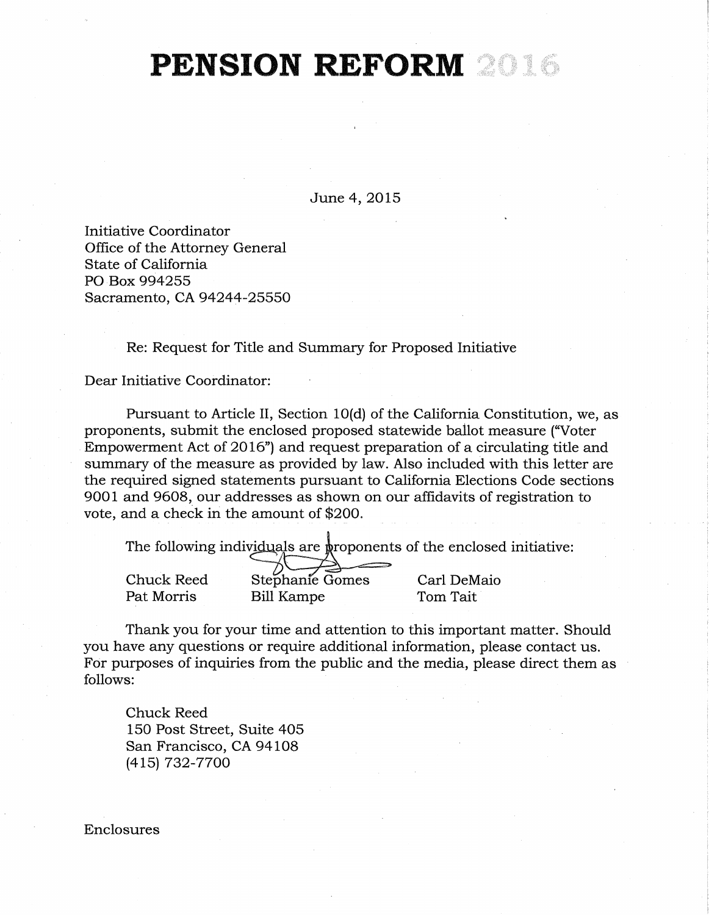# PENSION REFORM 2016

June 4, 2015

Initiative Coordinator
Office of the Attorney General
State of California
PO Box 994255
Sacramento, CA 94244-25550

Re: Request for Title and Summary for Proposed Initiative

Dear Initiative Coordinator:

Pursuant to Article II, Section 10(d) of the California Constitution, we, as proponents, submit the enclosed proposed statewide ballot measure ("Voter Empowerment Act of 2016") and request preparation of a circulating title and summary of the measure as provided by law. Also included with this letter are the required signed statements pursuant to California Elections Code sections 9001 and 9608, our addresses as shown on our affidavits of registration to vote, and a check in the amount of $200.

The following individuals are proponents of the enclosed initiative:

| | | |
|---|---|---|
| Chuck Reed | Stephanie Gomes | Carl DeMaio |
| Pat Morris | Bill Kampe | Tom Tait |

Thank you for your time and attention to this important matter. Should you have any questions or require additional information, please contact us. For purposes of inquiries from the public and the media, please direct them as follows:

Chuck Reed
150 Post Street, Suite 405
San Francisco, CA 94108
(415) 732-7700

Enclosures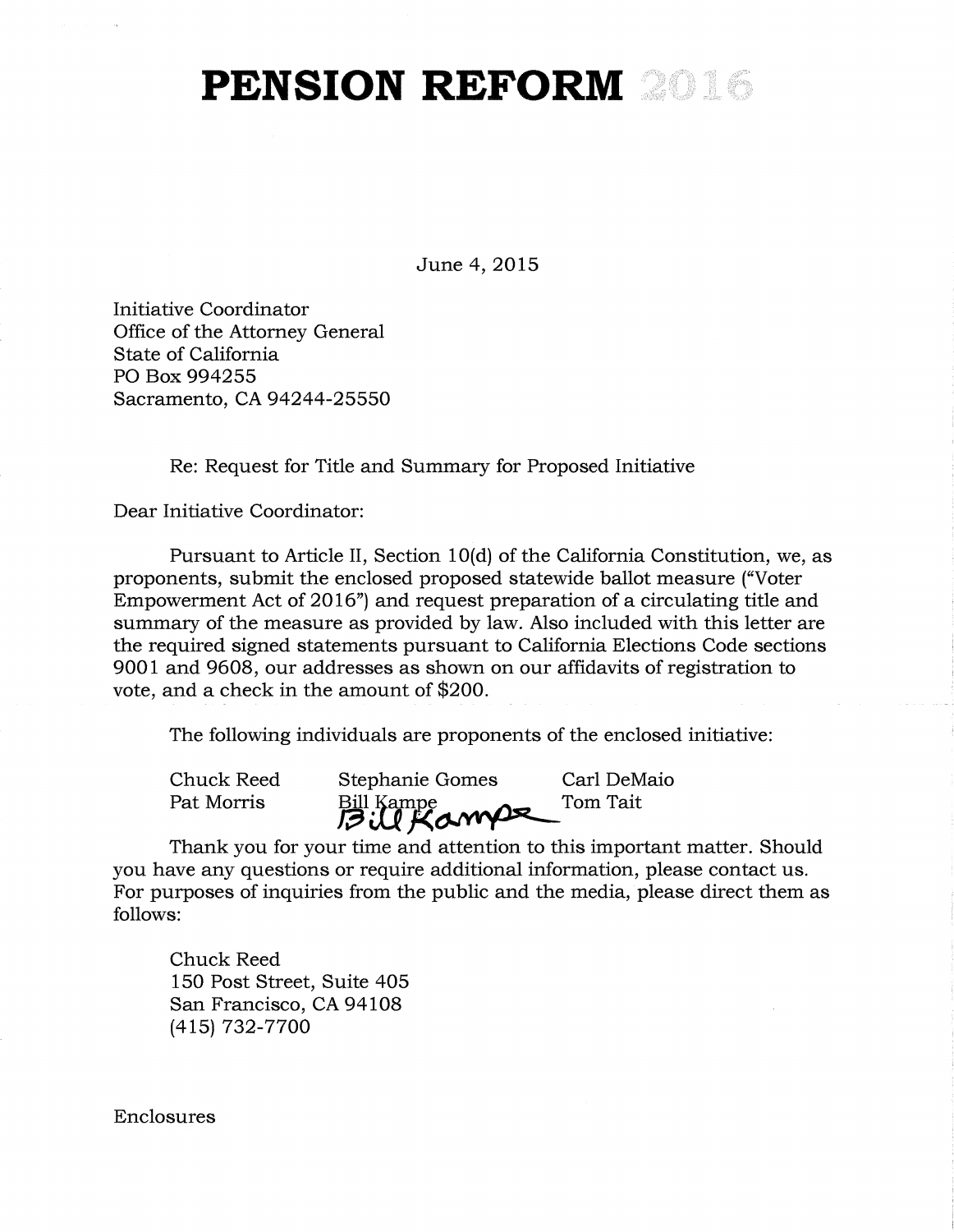# PENSION REFORM 2016

June 4, 2015

Initiative Coordinator
Office of the Attorney General
State of California
PO Box 994255
Sacramento, CA 94244-25550

Re: Request for Title and Summary for Proposed Initiative

Dear Initiative Coordinator:

Pursuant to Article II, Section 10(d) of the California Constitution, we, as proponents, submit the enclosed proposed statewide ballot measure ("Voter Empowerment Act of 2016") and request preparation of a circulating title and summary of the measure as provided by law. Also included with this letter are the required signed statements pursuant to California Elections Code sections 9001 and 9608, our addresses as shown on our affidavits of registration to vote, and a check in the amount of $200.

The following individuals are proponents of the enclosed initiative:

| | | |
|---|---|---|
| Chuck Reed | Stephanie Gomes | Carl DeMaio |
| Pat Morris | Bill Kampe | Tom Tait |

Thank you for your time and attention to this important matter. Should you have any questions or require additional information, please contact us. For purposes of inquiries from the public and the media, please direct them as follows:

Chuck Reed
150 Post Street, Suite 405
San Francisco, CA 94108
(415) 732-7700

Enclosures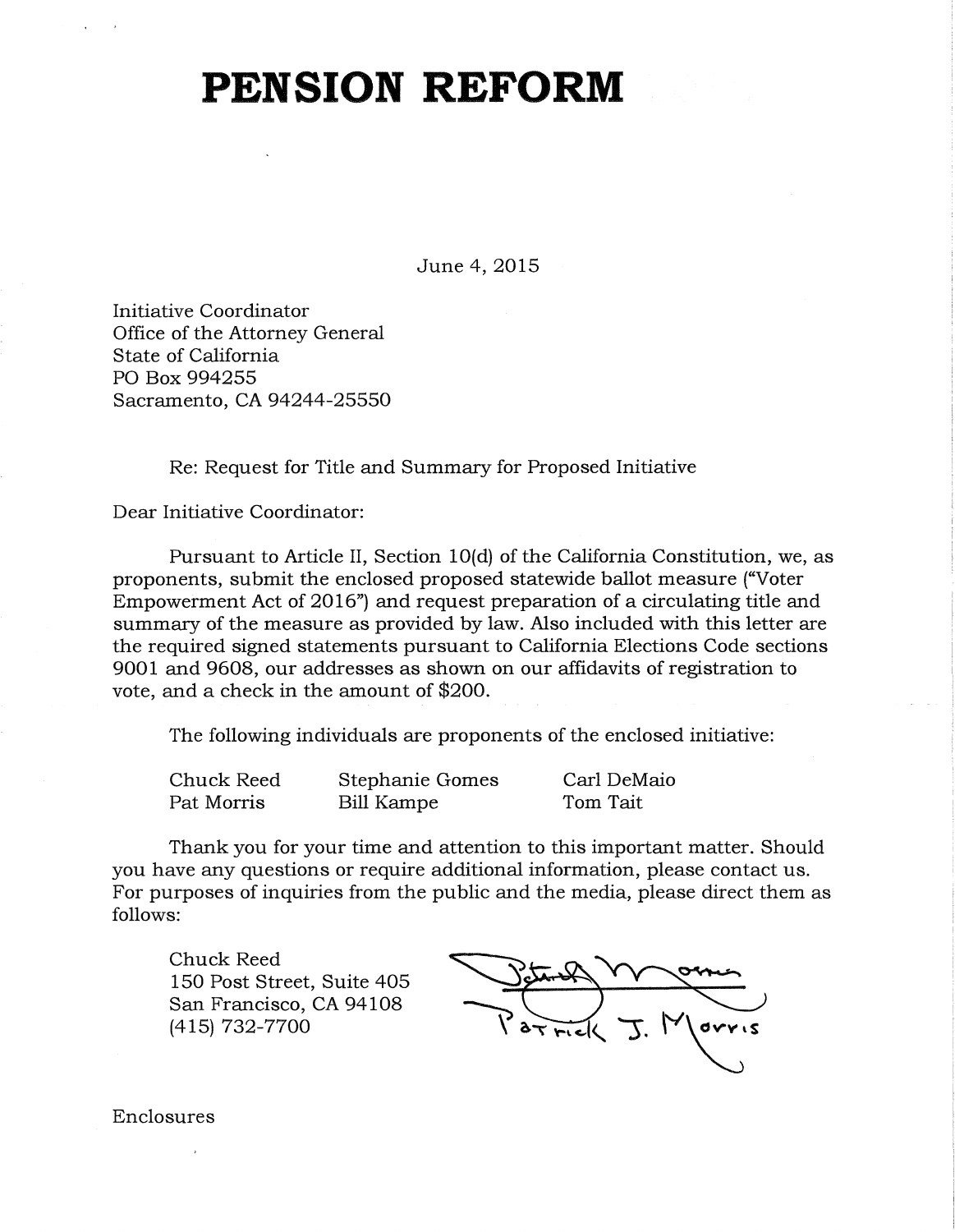# PENSION REFORM

June 4, 2015

Initiative Coordinator
Office of the Attorney General
State of California
PO Box 994255
Sacramento, CA 94244-25550

Re: Request for Title and Summary for Proposed Initiative

Dear Initiative Coordinator:

Pursuant to Article II, Section 10(d) of the California Constitution, we, as proponents, submit the enclosed proposed statewide ballot measure ("Voter Empowerment Act of 2016") and request preparation of a circulating title and summary of the measure as provided by law. Also included with this letter are the required signed statements pursuant to California Elections Code sections 9001 and 9608, our addresses as shown on our affidavits of registration to vote, and a check in the amount of $200.

The following individuals are proponents of the enclosed initiative:

| | | |
|---|---|---|
| Chuck Reed | Stephanie Gomes | Carl DeMaio |
| Pat Morris | Bill Kampe | Tom Tait |

Thank you for your time and attention to this important matter. Should you have any questions or require additional information, please contact us. For purposes of inquiries from the public and the media, please direct them as follows:

Chuck Reed
150 Post Street, Suite 405
San Francisco, CA 94108
(415) 732-7700

Patrick J. Morris

Enclosures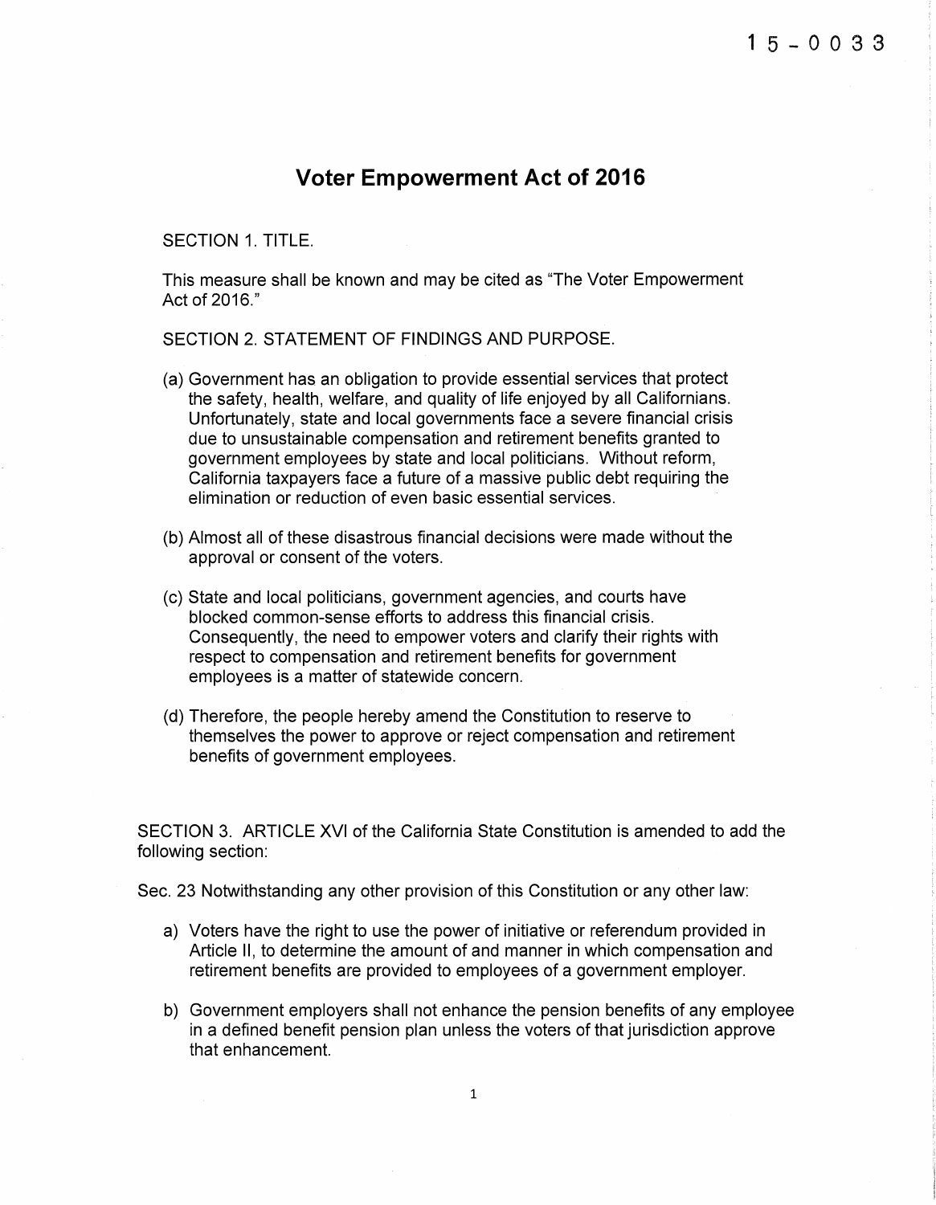15-0033

# Voter Empowerment Act of 2016

SECTION 1. TITLE.

This measure shall be known and may be cited as "The Voter Empowerment Act of 2016."

SECTION 2. STATEMENT OF FINDINGS AND PURPOSE.

(a) Government has an obligation to provide essential services that protect the safety, health, welfare, and quality of life enjoyed by all Californians. Unfortunately, state and local governments face a severe financial crisis due to unsustainable compensation and retirement benefits granted to government employees by state and local politicians. Without reform, California taxpayers face a future of a massive public debt requiring the elimination or reduction of even basic essential services.

(b) Almost all of these disastrous financial decisions were made without the approval or consent of the voters.

(c) State and local politicians, government agencies, and courts have blocked common-sense efforts to address this financial crisis. Consequently, the need to empower voters and clarify their rights with respect to compensation and retirement benefits for government employees is a matter of statewide concern.

(d) Therefore, the people hereby amend the Constitution to reserve to themselves the power to approve or reject compensation and retirement benefits of government employees.

SECTION 3. ARTICLE XVI of the California State Constitution is amended to add the following section:

Sec. 23 Notwithstanding any other provision of this Constitution or any other law:

a) Voters have the right to use the power of initiative or referendum provided in Article II, to determine the amount of and manner in which compensation and retirement benefits are provided to employees of a government employer.

b) Government employers shall not enhance the pension benefits of any employee in a defined benefit pension plan unless the voters of that jurisdiction approve that enhancement.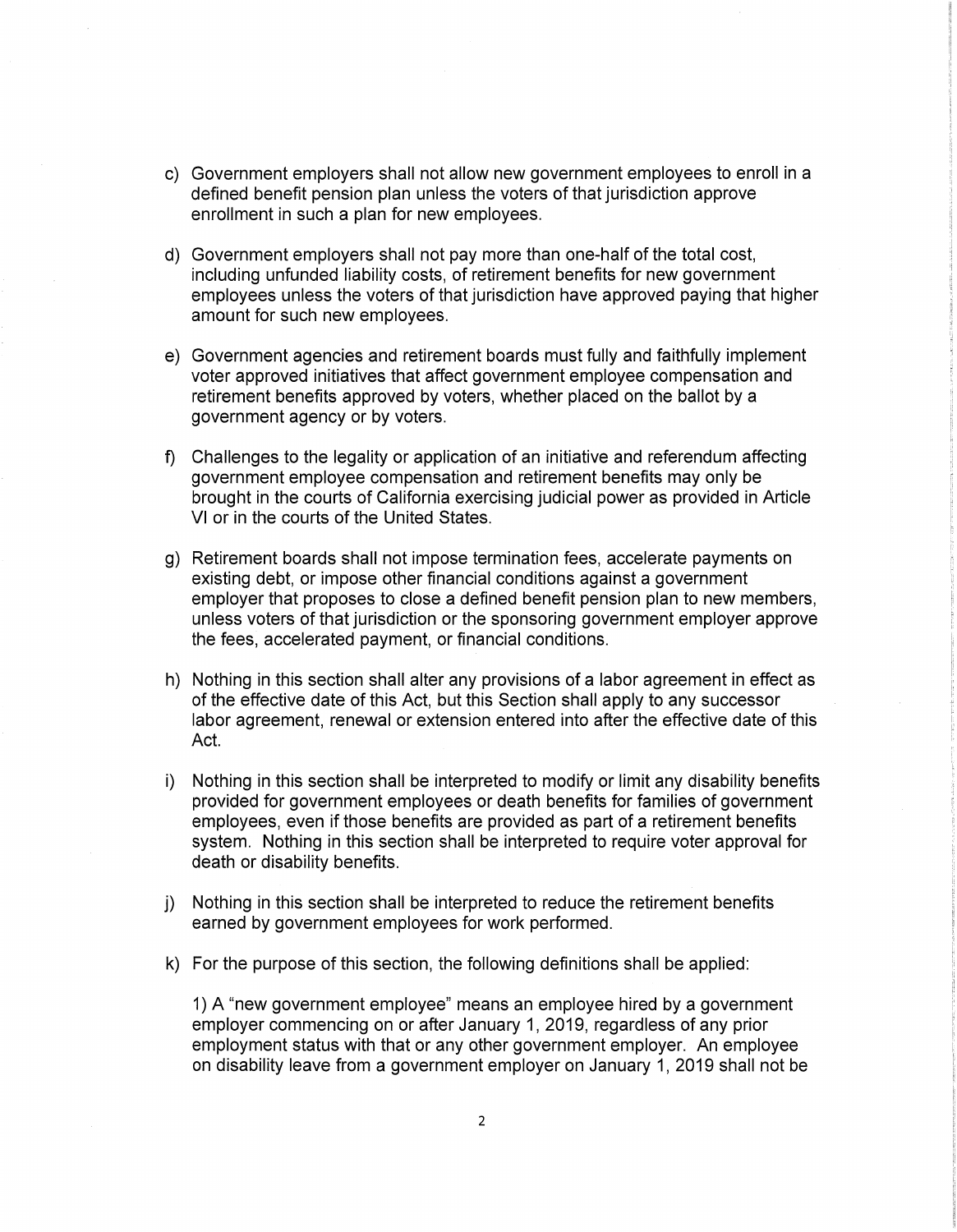c) Government employers shall not allow new government employees to enroll in a defined benefit pension plan unless the voters of that jurisdiction approve enrollment in such a plan for new employees.

d) Government employers shall not pay more than one-half of the total cost, including unfunded liability costs, of retirement benefits for new government employees unless the voters of that jurisdiction have approved paying that higher amount for such new employees.

e) Government agencies and retirement boards must fully and faithfully implement voter approved initiatives that affect government employee compensation and retirement benefits approved by voters, whether placed on the ballot by a government agency or by voters.

f) Challenges to the legality or application of an initiative and referendum affecting government employee compensation and retirement benefits may only be brought in the courts of California exercising judicial power as provided in Article VI or in the courts of the United States.

g) Retirement boards shall not impose termination fees, accelerate payments on existing debt, or impose other financial conditions against a government employer that proposes to close a defined benefit pension plan to new members, unless voters of that jurisdiction or the sponsoring government employer approve the fees, accelerated payment, or financial conditions.

h) Nothing in this section shall alter any provisions of a labor agreement in effect as of the effective date of this Act, but this Section shall apply to any successor labor agreement, renewal or extension entered into after the effective date of this Act.

i) Nothing in this section shall be interpreted to modify or limit any disability benefits provided for government employees or death benefits for families of government employees, even if those benefits are provided as part of a retirement benefits system. Nothing in this section shall be interpreted to require voter approval for death or disability benefits.

j) Nothing in this section shall be interpreted to reduce the retirement benefits earned by government employees for work performed.

k) For the purpose of this section, the following definitions shall be applied:

1) A "new government employee" means an employee hired by a government employer commencing on or after January 1, 2019, regardless of any prior employment status with that or any other government employer. An employee on disability leave from a government employer on January 1, 2019 shall not be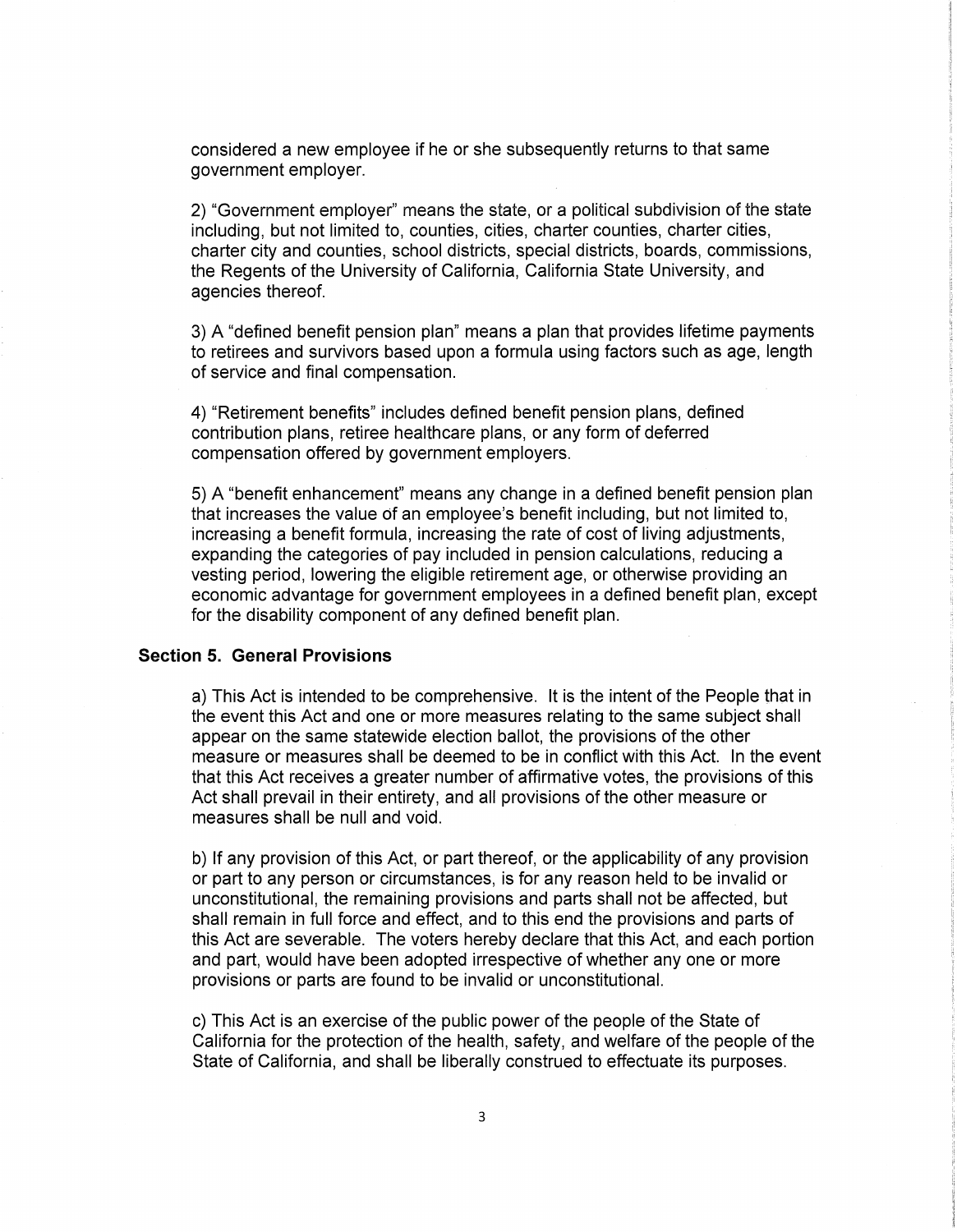considered a new employee if he or she subsequently returns to that same government employer.

2) "Government employer" means the state, or a political subdivision of the state including, but not limited to, counties, cities, charter counties, charter cities, charter city and counties, school districts, special districts, boards, commissions, the Regents of the University of California, California State University, and agencies thereof.

3) A "defined benefit pension plan" means a plan that provides lifetime payments to retirees and survivors based upon a formula using factors such as age, length of service and final compensation.

4) "Retirement benefits" includes defined benefit pension plans, defined contribution plans, retiree healthcare plans, or any form of deferred compensation offered by government employers.

5) A "benefit enhancement" means any change in a defined benefit pension plan that increases the value of an employee's benefit including, but not limited to, increasing a benefit formula, increasing the rate of cost of living adjustments, expanding the categories of pay included in pension calculations, reducing a vesting period, lowering the eligible retirement age, or otherwise providing an economic advantage for government employees in a defined benefit plan, except for the disability component of any defined benefit plan.

## Section 5. General Provisions

a) This Act is intended to be comprehensive. It is the intent of the People that in the event this Act and one or more measures relating to the same subject shall appear on the same statewide election ballot, the provisions of the other measure or measures shall be deemed to be in conflict with this Act. In the event that this Act receives a greater number of affirmative votes, the provisions of this Act shall prevail in their entirety, and all provisions of the other measure or measures shall be null and void.

b) If any provision of this Act, or part thereof, or the applicability of any provision or part to any person or circumstances, is for any reason held to be invalid or unconstitutional, the remaining provisions and parts shall not be affected, but shall remain in full force and effect, and to this end the provisions and parts of this Act are severable. The voters hereby declare that this Act, and each portion and part, would have been adopted irrespective of whether any one or more provisions or parts are found to be invalid or unconstitutional.

c) This Act is an exercise of the public power of the people of the State of California for the protection of the health, safety, and welfare of the people of the State of California, and shall be liberally construed to effectuate its purposes.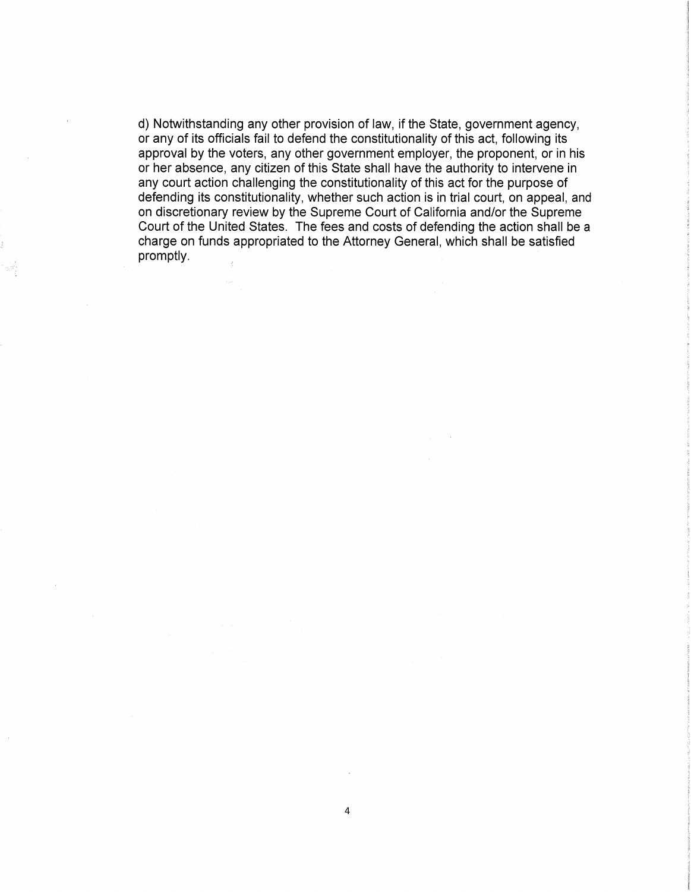d) Notwithstanding any other provision of law, if the State, government agency, or any of its officials fail to defend the constitutionality of this act, following its approval by the voters, any other government employer, the proponent, or in his or her absence, any citizen of this State shall have the authority to intervene in any court action challenging the constitutionality of this act for the purpose of defending its constitutionality, whether such action is in trial court, on appeal, and on discretionary review by the Supreme Court of California and/or the Supreme Court of the United States. The fees and costs of defending the action shall be a charge on funds appropriated to the Attorney General, which shall be satisfied promptly.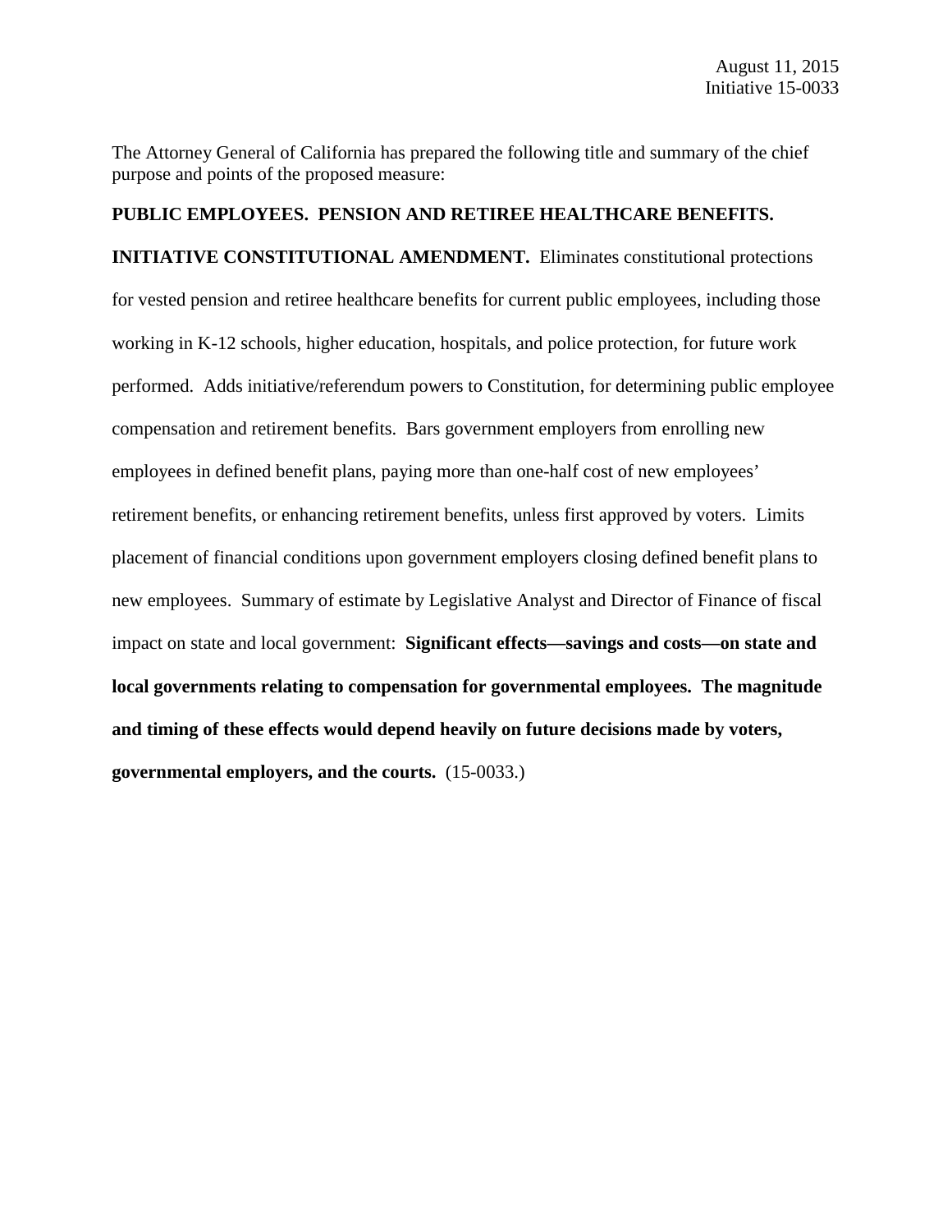August 11, 2015
Initiative 15-0033

The Attorney General of California has prepared the following title and summary of the chief purpose and points of the proposed measure:

**PUBLIC EMPLOYEES. PENSION AND RETIREE HEALTHCARE BENEFITS.**

**INITIATIVE CONSTITUTIONAL AMENDMENT.** Eliminates constitutional protections for vested pension and retiree healthcare benefits for current public employees, including those working in K-12 schools, higher education, hospitals, and police protection, for future work performed. Adds initiative/referendum powers to Constitution, for determining public employee compensation and retirement benefits. Bars government employers from enrolling new employees in defined benefit plans, paying more than one-half cost of new employees' retirement benefits, or enhancing retirement benefits, unless first approved by voters. Limits placement of financial conditions upon government employers closing defined benefit plans to new employees. Summary of estimate by Legislative Analyst and Director of Finance of fiscal impact on state and local government: **Significant effects—savings and costs—on state and local governments relating to compensation for governmental employees. The magnitude and timing of these effects would depend heavily on future decisions made by voters, governmental employers, and the courts.** (15-0033.)